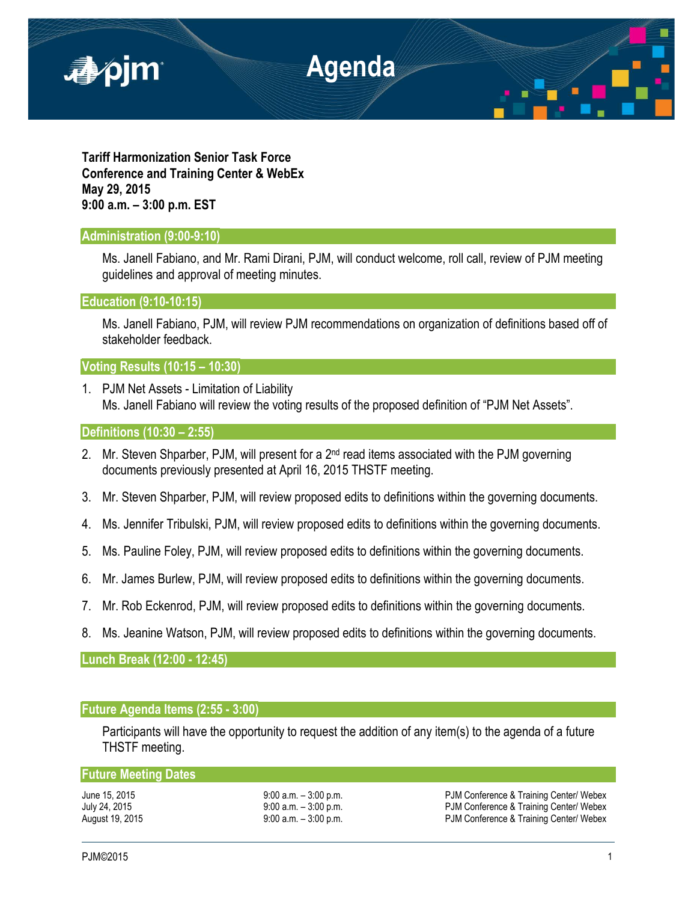# Agenda

**Tariff Harmonization Senior Task Force**
**Conference and Training Center & WebEx**
**May 29, 2015**
**9:00 a.m. – 3:00 p.m. EST**

## Administration (9:00-9:10)

Ms. Janell Fabiano, and Mr. Rami Dirani, PJM, will conduct welcome, roll call, review of PJM meeting guidelines and approval of meeting minutes.

## Education (9:10-10:15)

Ms. Janell Fabiano, PJM, will review PJM recommendations on organization of definitions based off of stakeholder feedback.

## Voting Results (10:15 – 10:30)

1. PJM Net Assets - Limitation of Liability
   Ms. Janell Fabiano will review the voting results of the proposed definition of "PJM Net Assets".

## Definitions (10:30 – 2:55)

2. Mr. Steven Shparber, PJM, will present for a 2nd read items associated with the PJM governing documents previously presented at April 16, 2015 THSTF meeting.
3. Mr. Steven Shparber, PJM, will review proposed edits to definitions within the governing documents.
4. Ms. Jennifer Tribulski, PJM, will review proposed edits to definitions within the governing documents.
5. Ms. Pauline Foley, PJM, will review proposed edits to definitions within the governing documents.
6. Mr. James Burlew, PJM, will review proposed edits to definitions within the governing documents.
7. Mr. Rob Eckenrod, PJM, will review proposed edits to definitions within the governing documents.
8. Ms. Jeanine Watson, PJM, will review proposed edits to definitions within the governing documents.

## Lunch Break (12:00 - 12:45)

## Future Agenda Items (2:55 - 3:00)

Participants will have the opportunity to request the addition of any item(s) to the agenda of a future THSTF meeting.

## Future Meeting Dates

| | | |
|---|---|---|
| June 15, 2015 | 9:00 a.m. – 3:00 p.m. | PJM Conference & Training Center/ Webex |
| July 24, 2015 | 9:00 a.m. – 3:00 p.m. | PJM Conference & Training Center/ Webex |
| August 19, 2015 | 9:00 a.m. – 3:00 p.m. | PJM Conference & Training Center/ Webex |

PJM©2015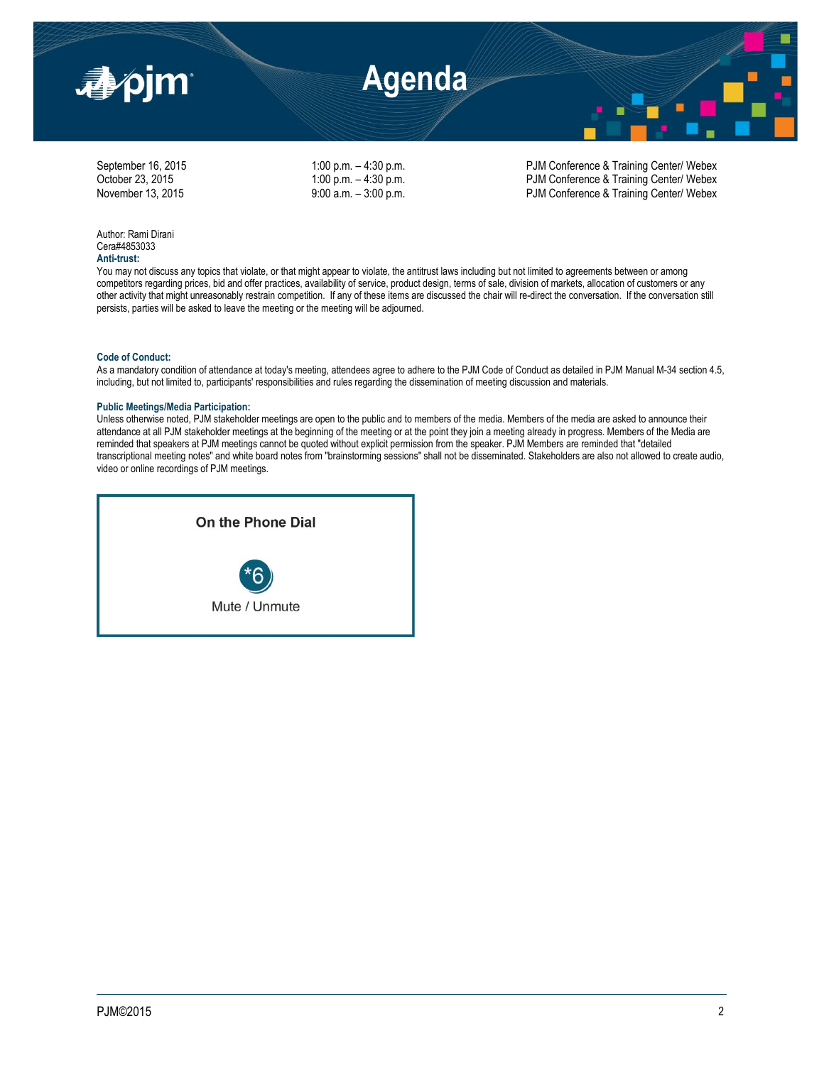# Agenda

| | | |
|---|---|---|
| September 16, 2015 | 1:00 p.m. – 4:30 p.m. | PJM Conference & Training Center/ Webex |
| October 23, 2015 | 1:00 p.m. – 4:30 p.m. | PJM Conference & Training Center/ Webex |
| November 13, 2015 | 9:00 a.m. – 3:00 p.m. | PJM Conference & Training Center/ Webex |

Author: Rami Dirani
Cera#4853033

**Anti-trust:**

You may not discuss any topics that violate, or that might appear to violate, the antitrust laws including but not limited to agreements between or among competitors regarding prices, bid and offer practices, availability of service, product design, terms of sale, division of markets, allocation of customers or any other activity that might unreasonably restrain competition. If any of these items are discussed the chair will re-direct the conversation. If the conversation still persists, parties will be asked to leave the meeting or the meeting will be adjourned.

**Code of Conduct:**

As a mandatory condition of attendance at today's meeting, attendees agree to adhere to the PJM Code of Conduct as detailed in PJM Manual M-34 section 4.5, including, but not limited to, participants' responsibilities and rules regarding the dissemination of meeting discussion and materials.

**Public Meetings/Media Participation:**

Unless otherwise noted, PJM stakeholder meetings are open to the public and to members of the media. Members of the media are asked to announce their attendance at all PJM stakeholder meetings at the beginning of the meeting or at the point they join a meeting already in progress. Members of the Media are reminded that speakers at PJM meetings cannot be quoted without explicit permission from the speaker. PJM Members are reminded that "detailed transcriptional meeting notes" and white board notes from "brainstorming sessions" shall not be disseminated. Stakeholders are also not allowed to create audio, video or online recordings of PJM meetings.

**On the Phone Dial**

*6

Mute / Unmute

PJM©2015